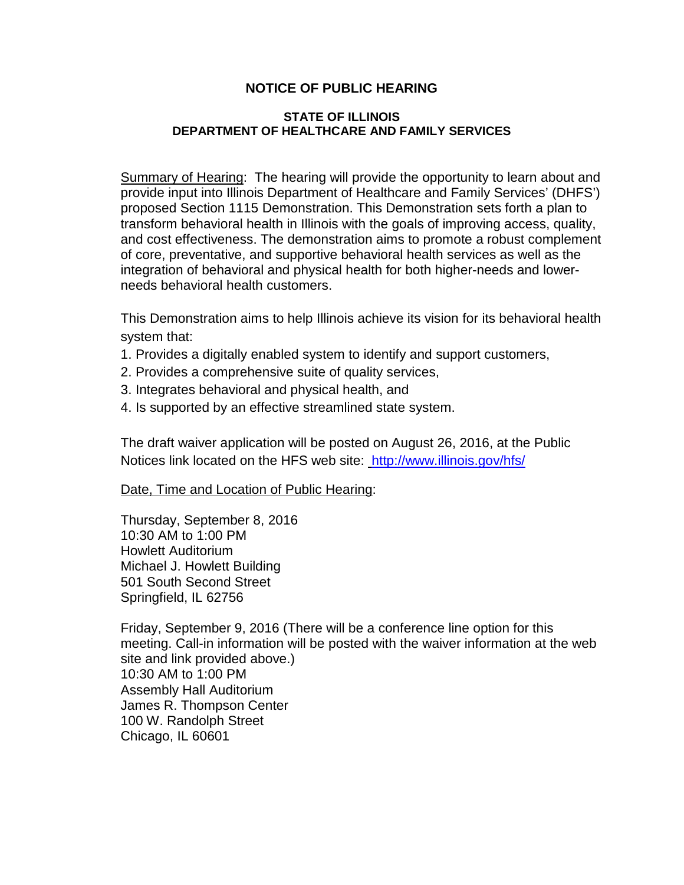# NOTICE OF PUBLIC HEARING

## STATE OF ILLINOIS
## DEPARTMENT OF HEALTHCARE AND FAMILY SERVICES

Summary of Hearing: The hearing will provide the opportunity to learn about and provide input into Illinois Department of Healthcare and Family Services' (DHFS') proposed Section 1115 Demonstration. This Demonstration sets forth a plan to transform behavioral health in Illinois with the goals of improving access, quality, and cost effectiveness. The demonstration aims to promote a robust complement of core, preventative, and supportive behavioral health services as well as the integration of behavioral and physical health for both higher-needs and lower-needs behavioral health customers.

This Demonstration aims to help Illinois achieve its vision for its behavioral health system that:

1. Provides a digitally enabled system to identify and support customers,
2. Provides a comprehensive suite of quality services,
3. Integrates behavioral and physical health, and
4. Is supported by an effective streamlined state system.

The draft waiver application will be posted on August 26, 2016, at the Public Notices link located on the HFS web site: http://www.illinois.gov/hfs/

Date, Time and Location of Public Hearing:

Thursday, September 8, 2016
10:30 AM to 1:00 PM
Howlett Auditorium
Michael J. Howlett Building
501 South Second Street
Springfield, IL 62756

Friday, September 9, 2016 (There will be a conference line option for this meeting. Call-in information will be posted with the waiver information at the web site and link provided above.)
10:30 AM to 1:00 PM
Assembly Hall Auditorium
James R. Thompson Center
100 W. Randolph Street
Chicago, IL 60601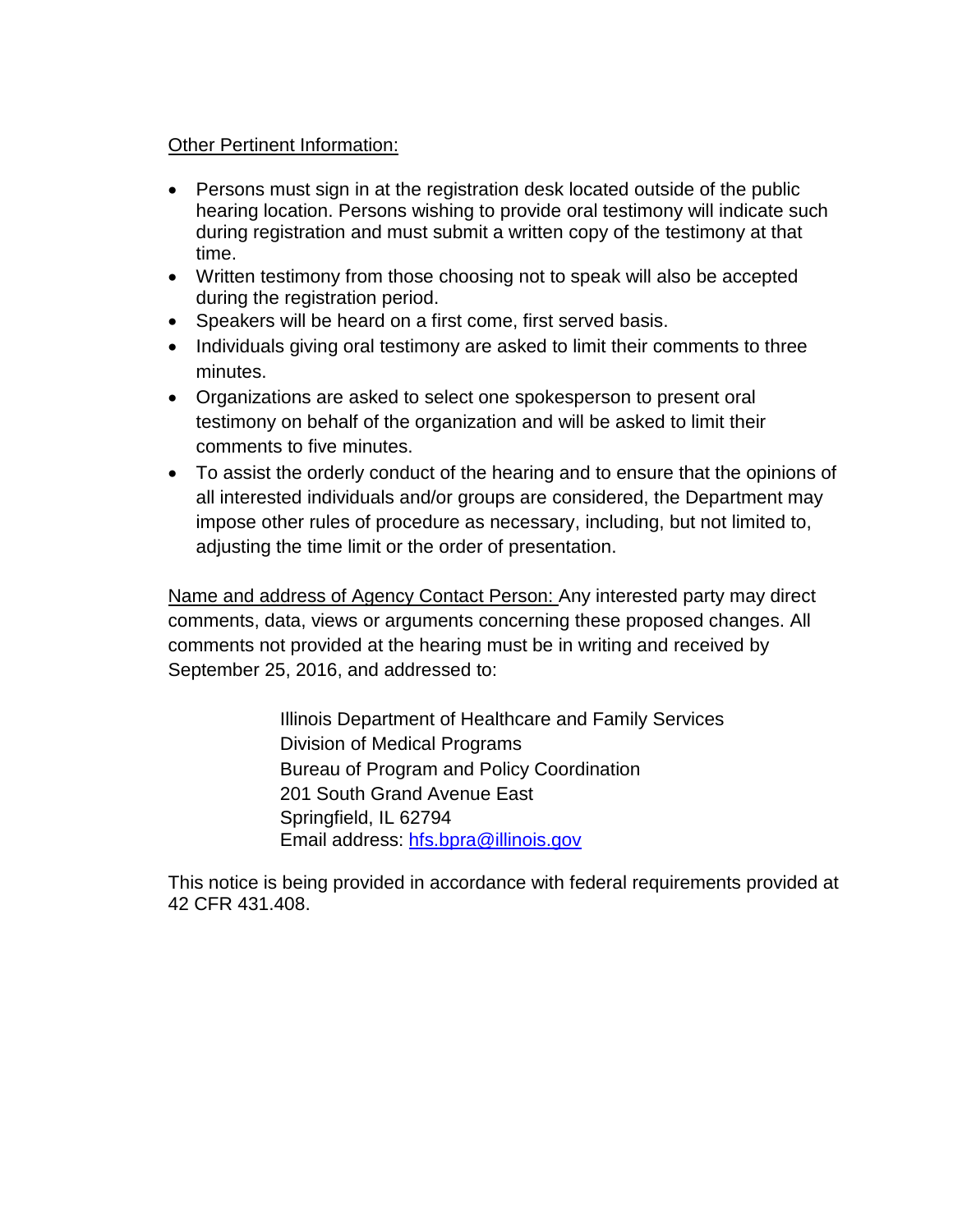Other Pertinent Information:

- Persons must sign in at the registration desk located outside of the public hearing location. Persons wishing to provide oral testimony will indicate such during registration and must submit a written copy of the testimony at that time.
- Written testimony from those choosing not to speak will also be accepted during the registration period.
- Speakers will be heard on a first come, first served basis.
- Individuals giving oral testimony are asked to limit their comments to three minutes.
- Organizations are asked to select one spokesperson to present oral testimony on behalf of the organization and will be asked to limit their comments to five minutes.
- To assist the orderly conduct of the hearing and to ensure that the opinions of all interested individuals and/or groups are considered, the Department may impose other rules of procedure as necessary, including, but not limited to, adjusting the time limit or the order of presentation.

Name and address of Agency Contact Person: Any interested party may direct comments, data, views or arguments concerning these proposed changes. All comments not provided at the hearing must be in writing and received by September 25, 2016, and addressed to:

> Illinois Department of Healthcare and Family Services
> Division of Medical Programs
> Bureau of Program and Policy Coordination
> 201 South Grand Avenue East
> Springfield, IL 62794
> Email address: hfs.bpra@illinois.gov

This notice is being provided in accordance with federal requirements provided at 42 CFR 431.408.